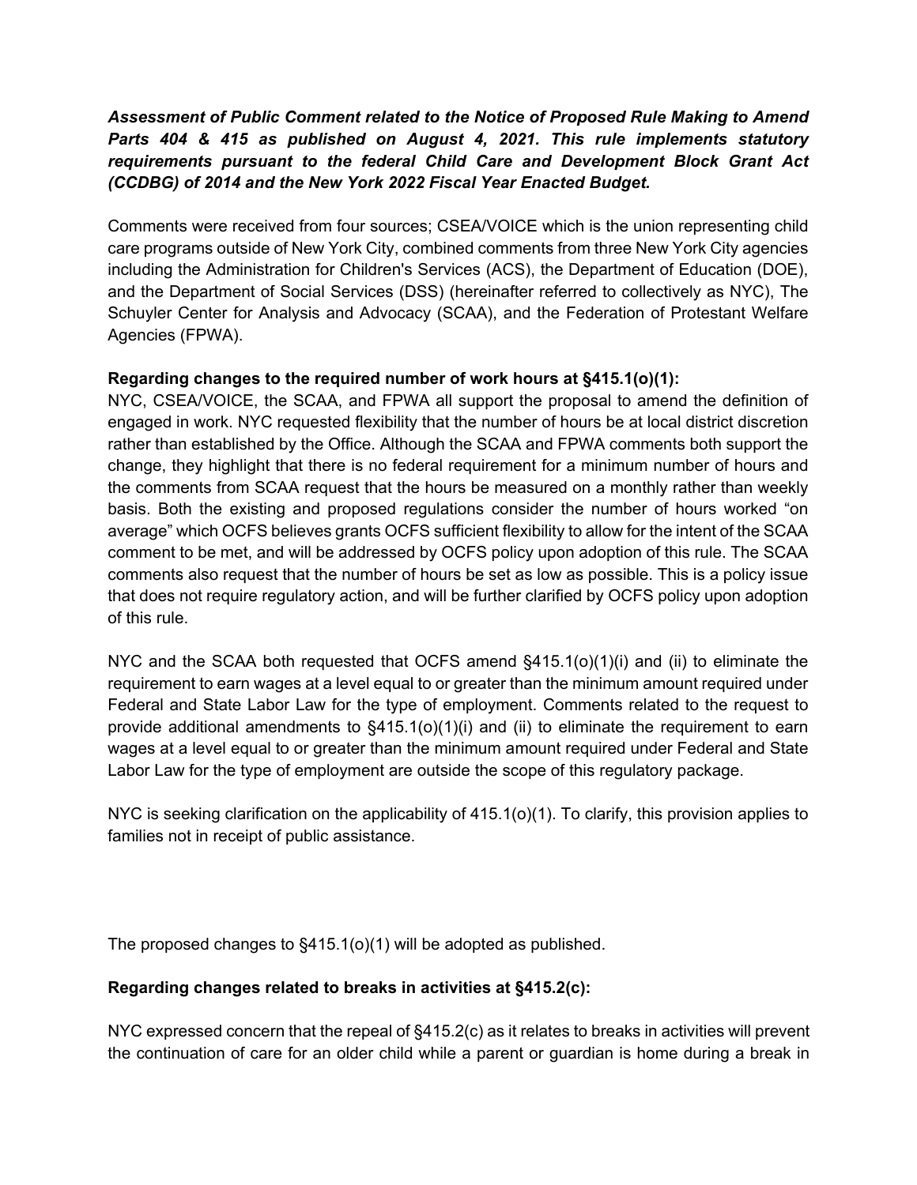***Assessment of Public Comment related to the Notice of Proposed Rule Making to Amend Parts 404 & 415 as published on August 4, 2021. This rule implements statutory requirements pursuant to the federal Child Care and Development Block Grant Act (CCDBG) of 2014 and the New York 2022 Fiscal Year Enacted Budget.***

Comments were received from four sources; CSEA/VOICE which is the union representing child care programs outside of New York City, combined comments from three New York City agencies including the Administration for Children's Services (ACS), the Department of Education (DOE), and the Department of Social Services (DSS) (hereinafter referred to collectively as NYC), The Schuyler Center for Analysis and Advocacy (SCAA), and the Federation of Protestant Welfare Agencies (FPWA).

**Regarding changes to the required number of work hours at §415.1(o)(1):**

NYC, CSEA/VOICE, the SCAA, and FPWA all support the proposal to amend the definition of engaged in work. NYC requested flexibility that the number of hours be at local district discretion rather than established by the Office. Although the SCAA and FPWA comments both support the change, they highlight that there is no federal requirement for a minimum number of hours and the comments from SCAA request that the hours be measured on a monthly rather than weekly basis. Both the existing and proposed regulations consider the number of hours worked "on average" which OCFS believes grants OCFS sufficient flexibility to allow for the intent of the SCAA comment to be met, and will be addressed by OCFS policy upon adoption of this rule. The SCAA comments also request that the number of hours be set as low as possible. This is a policy issue that does not require regulatory action, and will be further clarified by OCFS policy upon adoption of this rule.

NYC and the SCAA both requested that OCFS amend §415.1(o)(1)(i) and (ii) to eliminate the requirement to earn wages at a level equal to or greater than the minimum amount required under Federal and State Labor Law for the type of employment. Comments related to the request to provide additional amendments to §415.1(o)(1)(i) and (ii) to eliminate the requirement to earn wages at a level equal to or greater than the minimum amount required under Federal and State Labor Law for the type of employment are outside the scope of this regulatory package.

NYC is seeking clarification on the applicability of 415.1(o)(1). To clarify, this provision applies to families not in receipt of public assistance.

The proposed changes to §415.1(o)(1) will be adopted as published.

**Regarding changes related to breaks in activities at §415.2(c):**

NYC expressed concern that the repeal of §415.2(c) as it relates to breaks in activities will prevent the continuation of care for an older child while a parent or guardian is home during a break in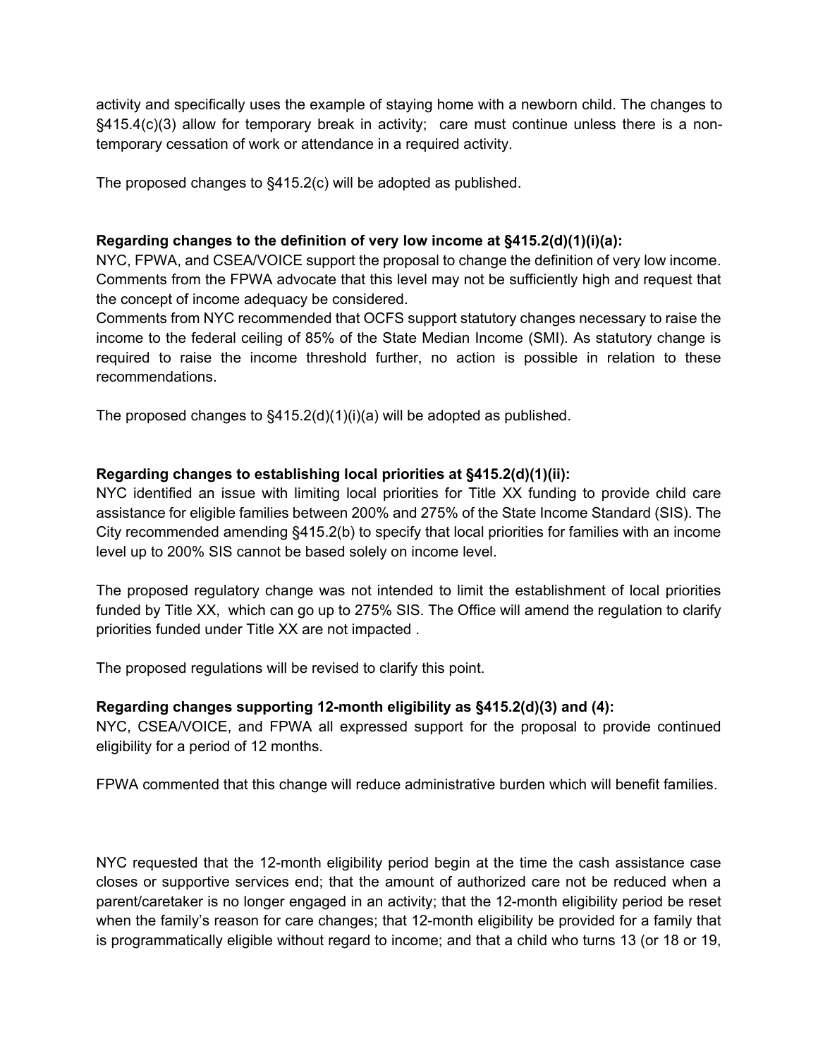activity and specifically uses the example of staying home with a newborn child. The changes to §415.4(c)(3) allow for temporary break in activity; care must continue unless there is a non-temporary cessation of work or attendance in a required activity.

The proposed changes to §415.2(c) will be adopted as published.

**Regarding changes to the definition of very low income at §415.2(d)(1)(i)(a):**

NYC, FPWA, and CSEA/VOICE support the proposal to change the definition of very low income. Comments from the FPWA advocate that this level may not be sufficiently high and request that the concept of income adequacy be considered.

Comments from NYC recommended that OCFS support statutory changes necessary to raise the income to the federal ceiling of 85% of the State Median Income (SMI). As statutory change is required to raise the income threshold further, no action is possible in relation to these recommendations.

The proposed changes to §415.2(d)(1)(i)(a) will be adopted as published.

**Regarding changes to establishing local priorities at §415.2(d)(1)(ii):**

NYC identified an issue with limiting local priorities for Title XX funding to provide child care assistance for eligible families between 200% and 275% of the State Income Standard (SIS). The City recommended amending §415.2(b) to specify that local priorities for families with an income level up to 200% SIS cannot be based solely on income level.

The proposed regulatory change was not intended to limit the establishment of local priorities funded by Title XX, which can go up to 275% SIS. The Office will amend the regulation to clarify priorities funded under Title XX are not impacted .

The proposed regulations will be revised to clarify this point.

**Regarding changes supporting 12-month eligibility as §415.2(d)(3) and (4):**

NYC, CSEA/VOICE, and FPWA all expressed support for the proposal to provide continued eligibility for a period of 12 months.

FPWA commented that this change will reduce administrative burden which will benefit families.

NYC requested that the 12-month eligibility period begin at the time the cash assistance case closes or supportive services end; that the amount of authorized care not be reduced when a parent/caretaker is no longer engaged in an activity; that the 12-month eligibility period be reset when the family's reason for care changes; that 12-month eligibility be provided for a family that is programmatically eligible without regard to income; and that a child who turns 13 (or 18 or 19,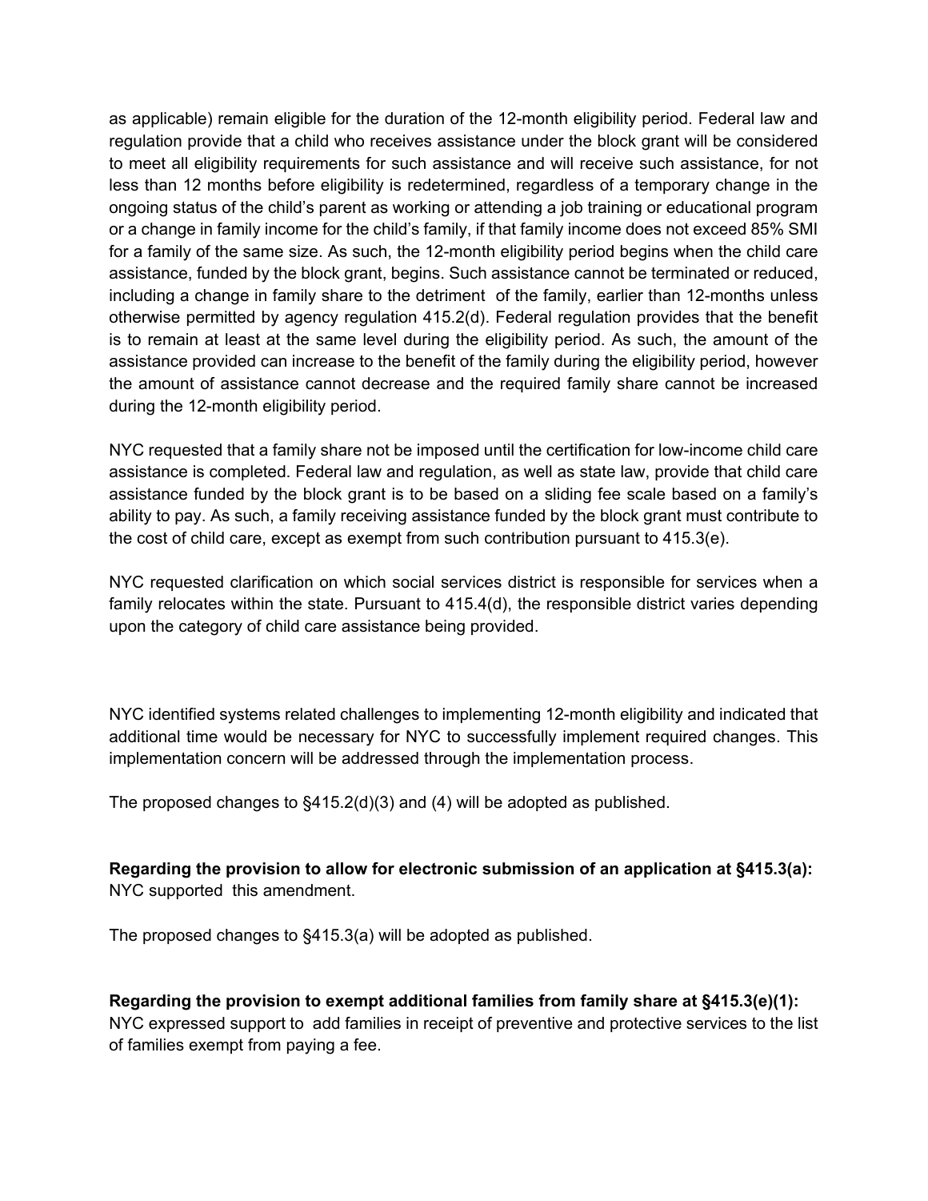as applicable) remain eligible for the duration of the 12-month eligibility period. Federal law and regulation provide that a child who receives assistance under the block grant will be considered to meet all eligibility requirements for such assistance and will receive such assistance, for not less than 12 months before eligibility is redetermined, regardless of a temporary change in the ongoing status of the child's parent as working or attending a job training or educational program or a change in family income for the child's family, if that family income does not exceed 85% SMI for a family of the same size. As such, the 12-month eligibility period begins when the child care assistance, funded by the block grant, begins. Such assistance cannot be terminated or reduced, including a change in family share to the detriment of the family, earlier than 12-months unless otherwise permitted by agency regulation 415.2(d). Federal regulation provides that the benefit is to remain at least at the same level during the eligibility period. As such, the amount of the assistance provided can increase to the benefit of the family during the eligibility period, however the amount of assistance cannot decrease and the required family share cannot be increased during the 12-month eligibility period.

NYC requested that a family share not be imposed until the certification for low-income child care assistance is completed. Federal law and regulation, as well as state law, provide that child care assistance funded by the block grant is to be based on a sliding fee scale based on a family's ability to pay. As such, a family receiving assistance funded by the block grant must contribute to the cost of child care, except as exempt from such contribution pursuant to 415.3(e).

NYC requested clarification on which social services district is responsible for services when a family relocates within the state. Pursuant to 415.4(d), the responsible district varies depending upon the category of child care assistance being provided.

NYC identified systems related challenges to implementing 12-month eligibility and indicated that additional time would be necessary for NYC to successfully implement required changes. This implementation concern will be addressed through the implementation process.

The proposed changes to §415.2(d)(3) and (4) will be adopted as published.

**Regarding the provision to allow for electronic submission of an application at §415.3(a):** NYC supported this amendment.

The proposed changes to §415.3(a) will be adopted as published.

**Regarding the provision to exempt additional families from family share at §415.3(e)(1):** NYC expressed support to add families in receipt of preventive and protective services to the list of families exempt from paying a fee.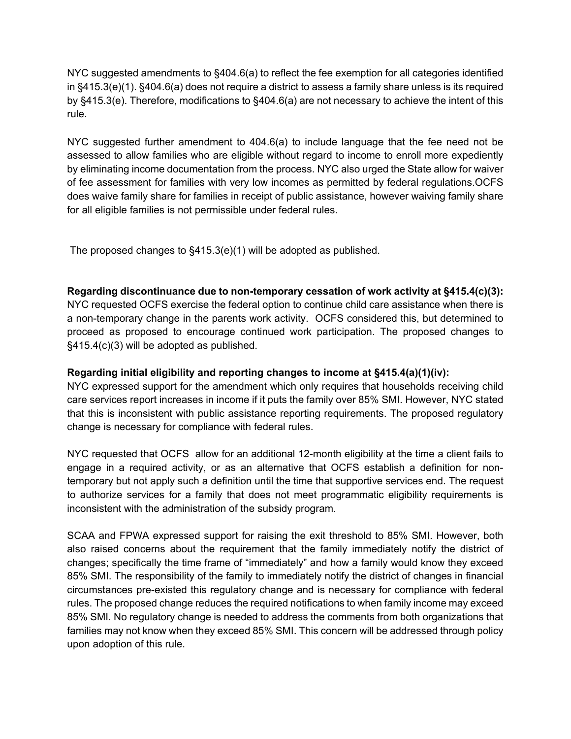NYC suggested amendments to §404.6(a) to reflect the fee exemption for all categories identified in §415.3(e)(1). §404.6(a) does not require a district to assess a family share unless is its required by §415.3(e). Therefore, modifications to §404.6(a) are not necessary to achieve the intent of this rule.

NYC suggested further amendment to 404.6(a) to include language that the fee need not be assessed to allow families who are eligible without regard to income to enroll more expediently by eliminating income documentation from the process. NYC also urged the State allow for waiver of fee assessment for families with very low incomes as permitted by federal regulations.OCFS does waive family share for families in receipt of public assistance, however waiving family share for all eligible families is not permissible under federal rules.

The proposed changes to §415.3(e)(1) will be adopted as published.

**Regarding discontinuance due to non-temporary cessation of work activity at §415.4(c)(3):** NYC requested OCFS exercise the federal option to continue child care assistance when there is a non-temporary change in the parents work activity. OCFS considered this, but determined to proceed as proposed to encourage continued work participation. The proposed changes to §415.4(c)(3) will be adopted as published.

**Regarding initial eligibility and reporting changes to income at §415.4(a)(1)(iv):** NYC expressed support for the amendment which only requires that households receiving child care services report increases in income if it puts the family over 85% SMI. However, NYC stated that this is inconsistent with public assistance reporting requirements. The proposed regulatory change is necessary for compliance with federal rules.

NYC requested that OCFS allow for an additional 12-month eligibility at the time a client fails to engage in a required activity, or as an alternative that OCFS establish a definition for non-temporary but not apply such a definition until the time that supportive services end. The request to authorize services for a family that does not meet programmatic eligibility requirements is inconsistent with the administration of the subsidy program.

SCAA and FPWA expressed support for raising the exit threshold to 85% SMI. However, both also raised concerns about the requirement that the family immediately notify the district of changes; specifically the time frame of "immediately" and how a family would know they exceed 85% SMI. The responsibility of the family to immediately notify the district of changes in financial circumstances pre-existed this regulatory change and is necessary for compliance with federal rules. The proposed change reduces the required notifications to when family income may exceed 85% SMI. No regulatory change is needed to address the comments from both organizations that families may not know when they exceed 85% SMI. This concern will be addressed through policy upon adoption of this rule.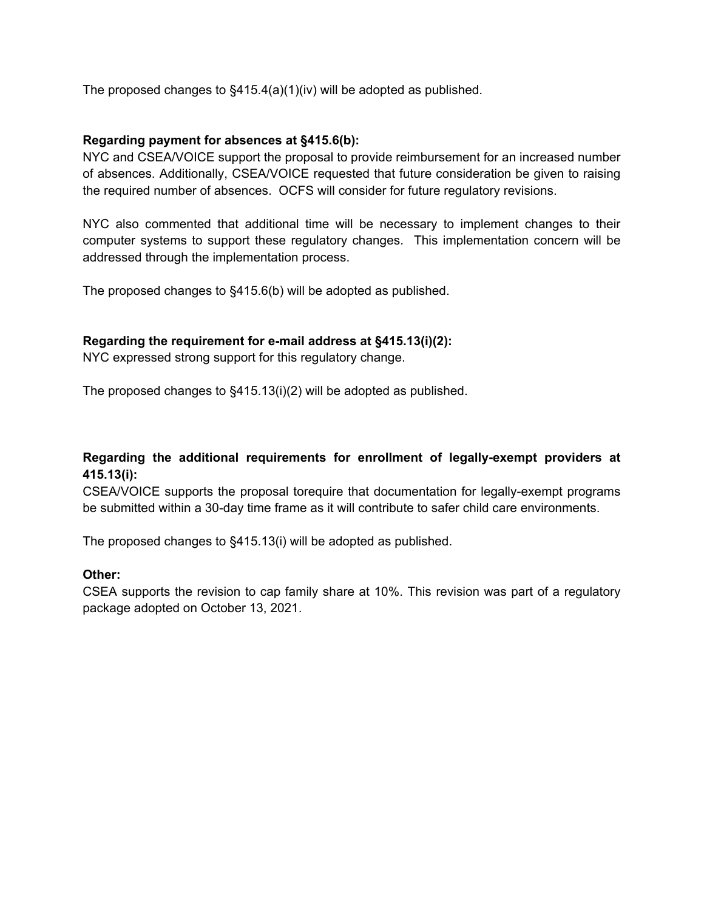The proposed changes to §415.4(a)(1)(iv) will be adopted as published.

**Regarding payment for absences at §415.6(b):**
NYC and CSEA/VOICE support the proposal to provide reimbursement for an increased number of absences. Additionally, CSEA/VOICE requested that future consideration be given to raising the required number of absences. OCFS will consider for future regulatory revisions.

NYC also commented that additional time will be necessary to implement changes to their computer systems to support these regulatory changes. This implementation concern will be addressed through the implementation process.

The proposed changes to §415.6(b) will be adopted as published.

**Regarding the requirement for e-mail address at §415.13(i)(2):**
NYC expressed strong support for this regulatory change.

The proposed changes to §415.13(i)(2) will be adopted as published.

**Regarding the additional requirements for enrollment of legally-exempt providers at 415.13(i):**
CSEA/VOICE supports the proposal torequire that documentation for legally-exempt programs be submitted within a 30-day time frame as it will contribute to safer child care environments.

The proposed changes to §415.13(i) will be adopted as published.

**Other:**
CSEA supports the revision to cap family share at 10%. This revision was part of a regulatory package adopted on October 13, 2021.